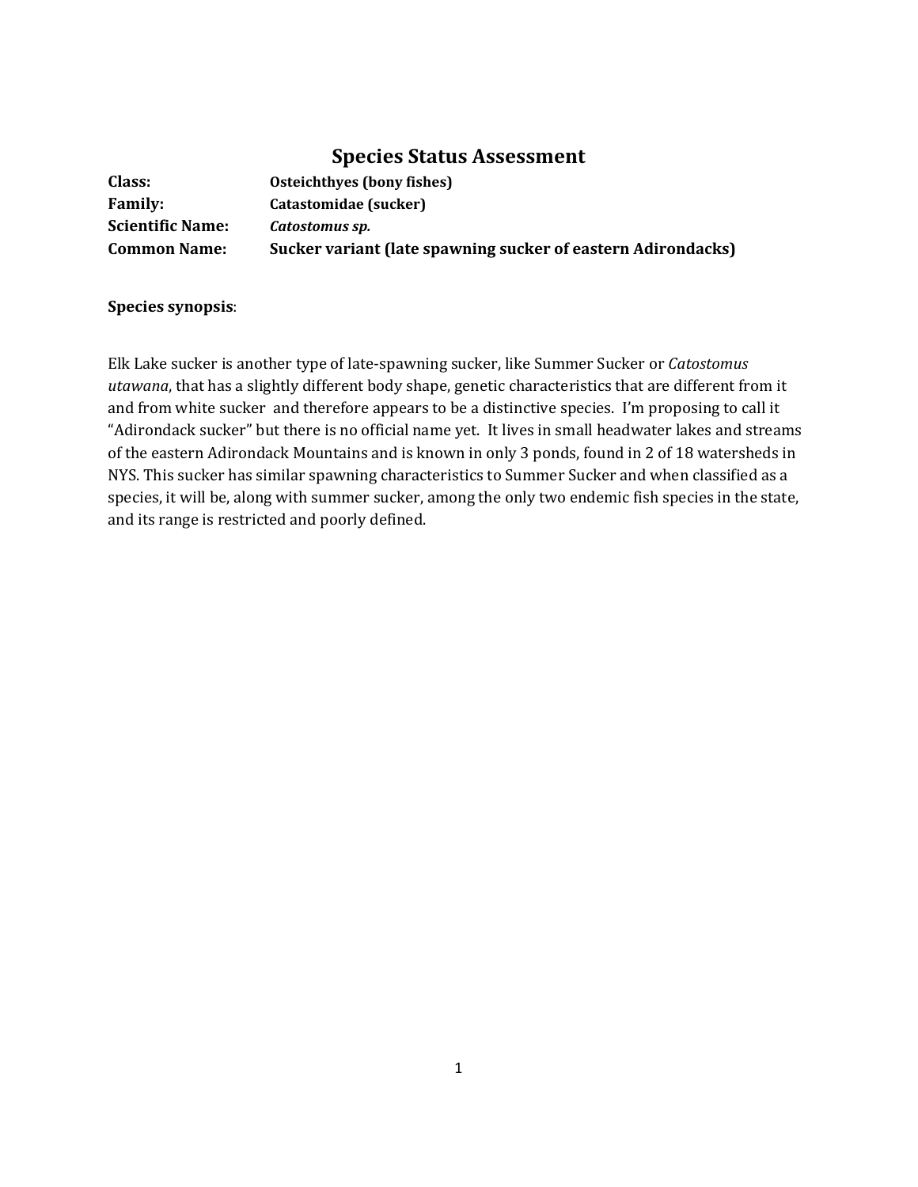# Species Status Assessment

**Class:** **Osteichthyes (bony fishes)**
**Family:** **Catastomidae (sucker)**
**Scientific Name:** ***Catostomus sp.***
**Common Name:** **Sucker variant (late spawning sucker of eastern Adirondacks)**

**Species synopsis**:

Elk Lake sucker is another type of late-spawning sucker, like Summer Sucker or *Catostomus utawana*, that has a slightly different body shape, genetic characteristics that are different from it and from white sucker and therefore appears to be a distinctive species. I'm proposing to call it "Adirondack sucker" but there is no official name yet. It lives in small headwater lakes and streams of the eastern Adirondack Mountains and is known in only 3 ponds, found in 2 of 18 watersheds in NYS. This sucker has similar spawning characteristics to Summer Sucker and when classified as a species, it will be, along with summer sucker, among the only two endemic fish species in the state, and its range is restricted and poorly defined.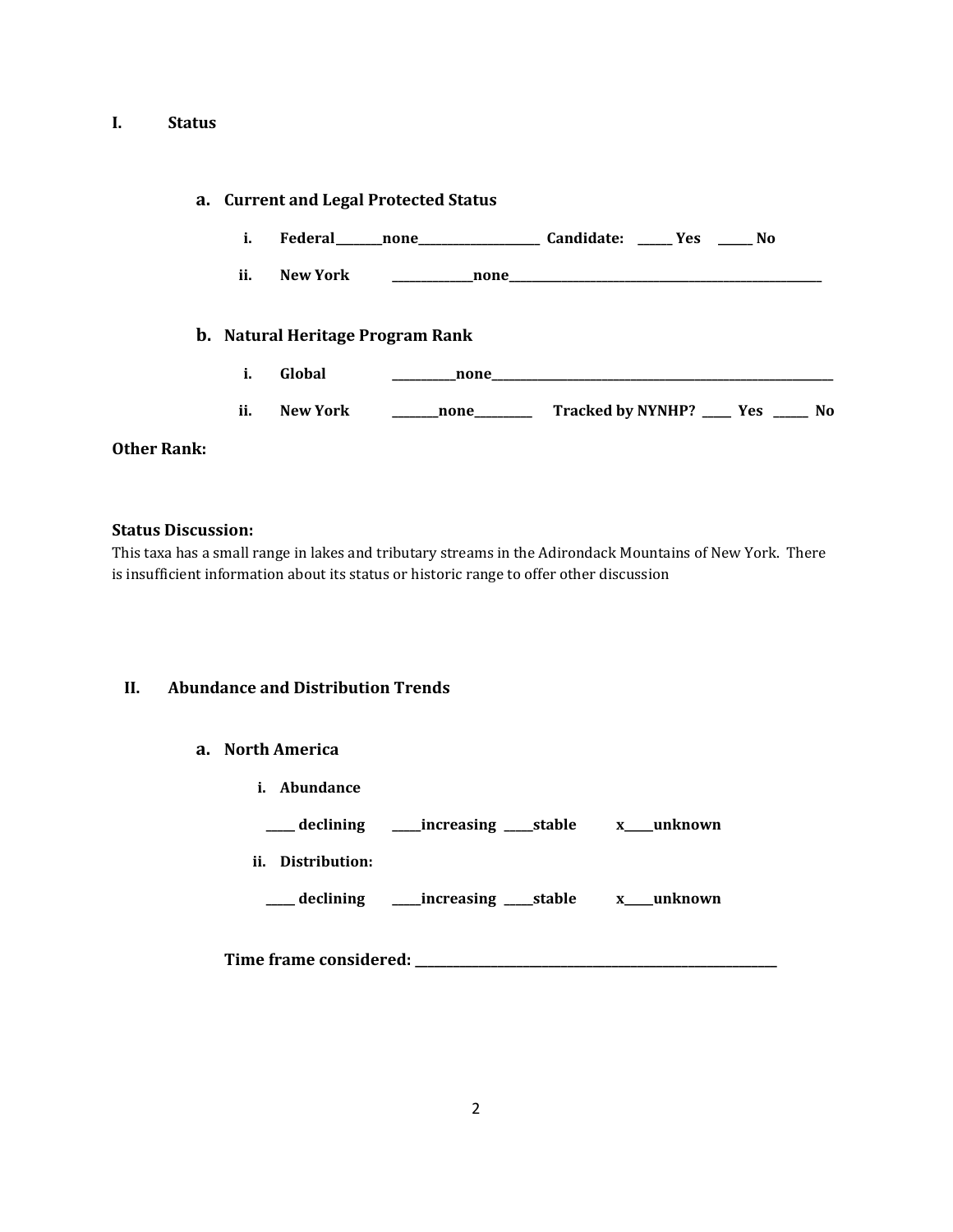## I. Status

### a. Current and Legal Protected Status

i. **Federal________none______________________ Candidate: ______ Yes ______ No**

ii. **New York ______________none__________________________________________________________**

### b. Natural Heritage Program Rank

i. **Global ___________none_________________________________________________________________**

ii. **New York ________none__________ Tracked by NYNHP? _____ Yes ______ No**

**Other Rank:**

**Status Discussion:**

This taxa has a small range in lakes and tributary streams in the Adirondack Mountains of New York. There is insufficient information about its status or historic range to offer other discussion

## II. Abundance and Distribution Trends

### a. North America

i. **Abundance**

**_____ declining _____increasing _____stable x_____unknown**

ii. **Distribution:**

**_____ declining _____increasing _____stable x_____unknown**

**Time frame considered: ___________________________________________________________**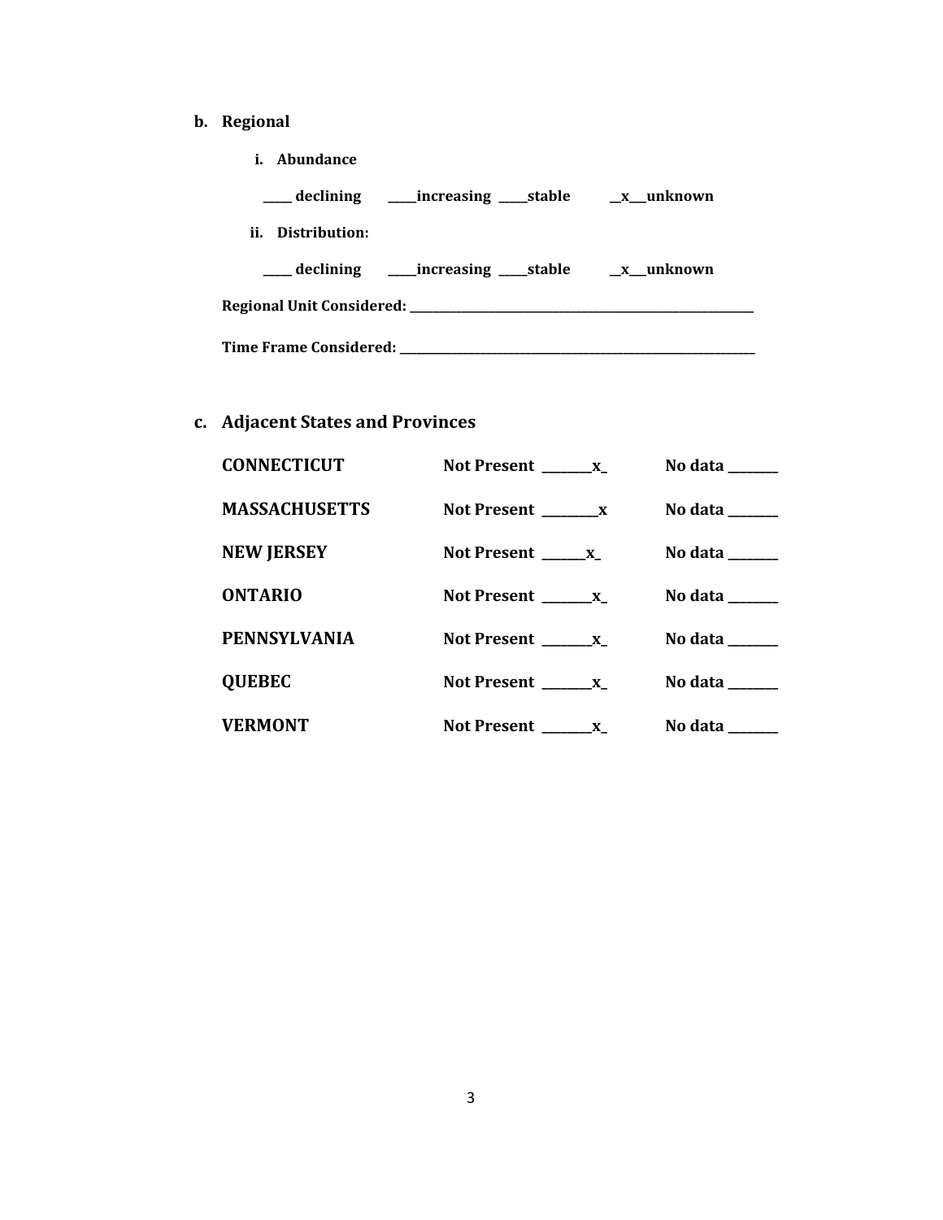**b. Regional**

**i. Abundance**

**_____ declining _____increasing _____stable __x___unknown**

**ii. Distribution:**

**_____ declining _____increasing _____stable __x___unknown**

**Regional Unit Considered: ________________________________________________________________**

**Time Frame Considered: ________________________________________________________________**

## c. Adjacent States and Provinces

| | | |
|---|---|---|
| **CONNECTICUT** | **Not Present ________x_** | **No data ________** |
| **MASSACHUSETTS** | **Not Present _________x** | **No data ________** |
| **NEW JERSEY** | **Not Present _______x_** | **No data ________** |
| **ONTARIO** | **Not Present ________x_** | **No data ________** |
| **PENNSYLVANIA** | **Not Present ________x_** | **No data ________** |
| **QUEBEC** | **Not Present ________x_** | **No data ________** |
| **VERMONT** | **Not Present ________x_** | **No data ________** |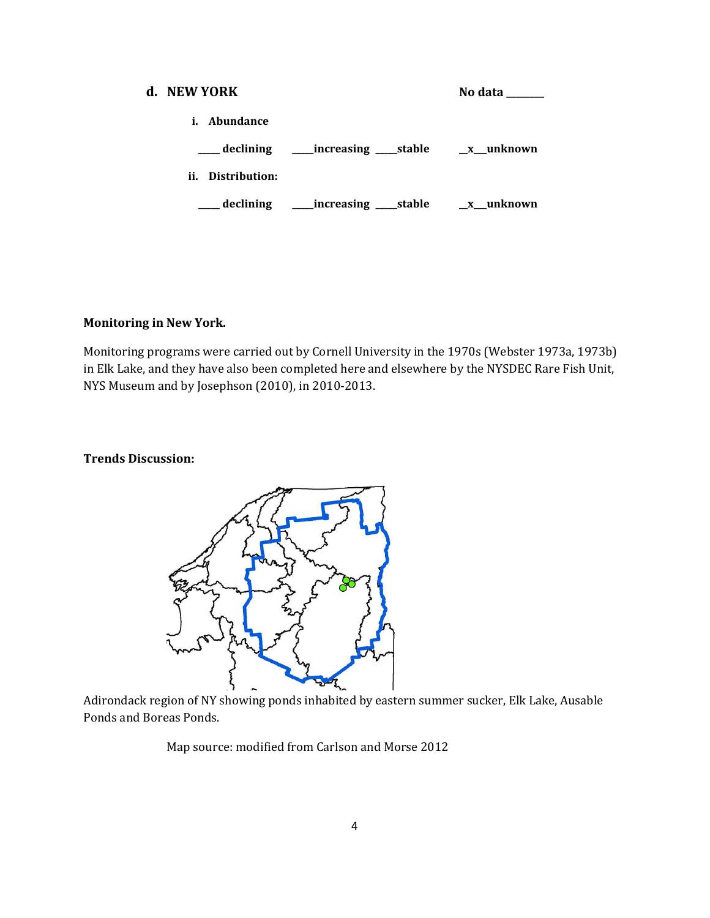**d. NEW YORK** No data ________

**i. Abundance**

**_____ declining _____increasing _____stable __x__unknown**

**ii. Distribution:**

**_____ declining _____increasing _____stable __x__unknown**

**Monitoring in New York.**

Monitoring programs were carried out by Cornell University in the 1970s (Webster 1973a, 1973b) in Elk Lake, and they have also been completed here and elsewhere by the NYSDEC Rare Fish Unit, NYS Museum and by Josephson (2010), in 2010-2013.

**Trends Discussion:**

Adirondack region of NY showing ponds inhabited by eastern summer sucker, Elk Lake, Ausable Ponds and Boreas Ponds.

Map source: modified from Carlson and Morse 2012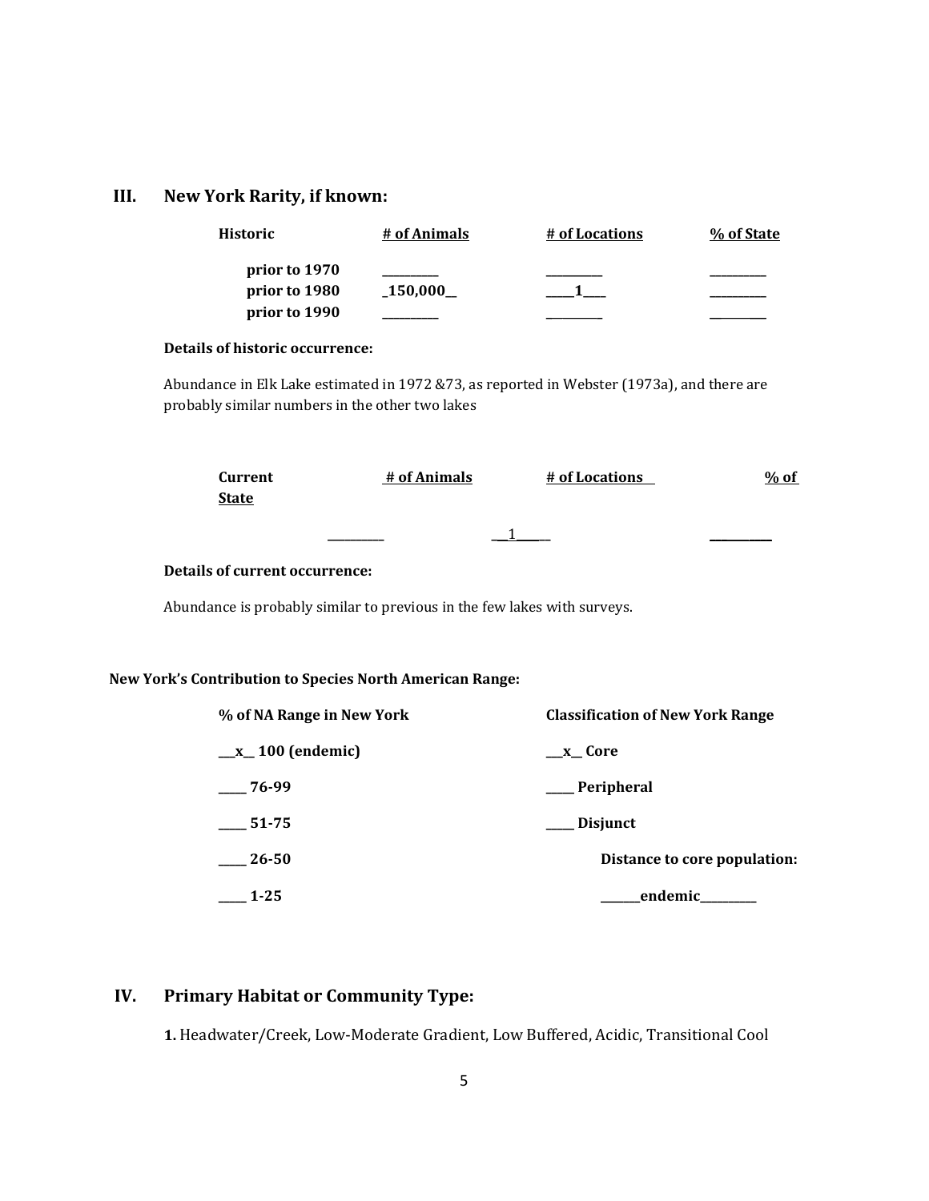## III. New York Rarity, if known:

| Historic | # of Animals | # of Locations | % of State |
|---|---|---|---|
| prior to 1970 | _________ | _________ | _________ |
| prior to 1980 | _150,000__ | ____1____ | _________ |
| prior to 1990 | _________ | _________ | _________ |

**Details of historic occurrence:**

Abundance in Elk Lake estimated in 1972 &73, as reported in Webster (1973a), and there are probably similar numbers in the other two lakes

| Current | # of Animals | # of Locations | % of State |
|---|---|---|---|
| | _________ | __1____ | _________ |

**Details of current occurrence:**

Abundance is probably similar to previous in the few lakes with surveys.

**New York's Contribution to Species North American Range:**

| % of NA Range in New York | Classification of New York Range |
|---|---|
| __x__ 100 (endemic) | __x__ Core |
| ____ 76-99 | ____ Peripheral |
| ____ 51-75 | ____ Disjunct |
| ____ 26-50 | Distance to core population: |
| ____ 1-25 | ______endemic_________ |

## IV. Primary Habitat or Community Type:

**1.** Headwater/Creek, Low-Moderate Gradient, Low Buffered, Acidic, Transitional Cool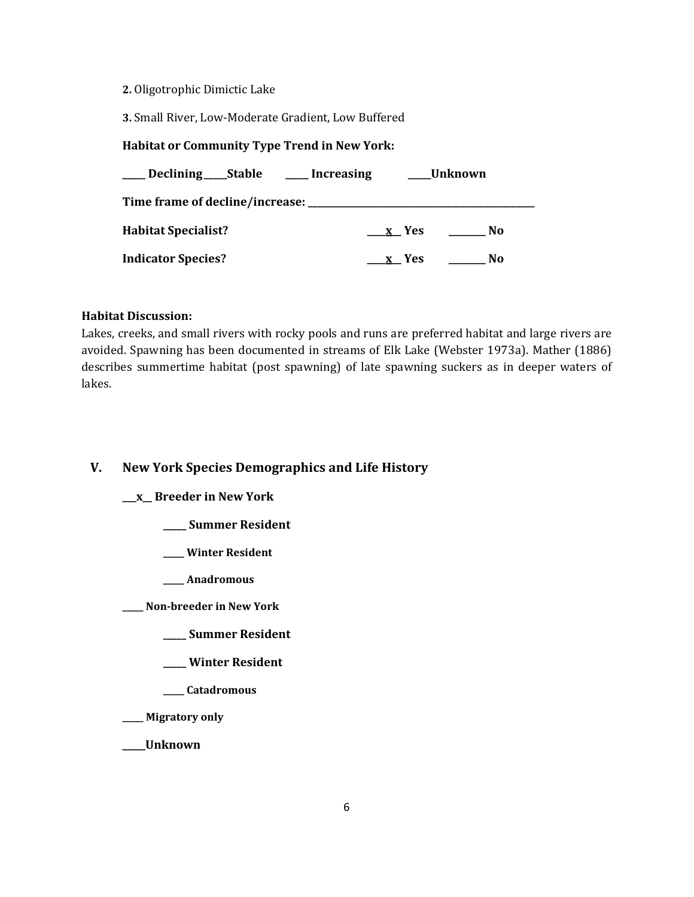**2.** Oligotrophic Dimictic Lake

**3.** Small River, Low-Moderate Gradient, Low Buffered

**Habitat or Community Type Trend in New York:**

**_____ Declining _____Stable _____ Increasing _____Unknown**

**Time frame of decline/increase: _______________________________________________**

**Habitat Specialist?** ____x__ Yes ________ No

**Indicator Species?** ____x__ Yes ________ No

**Habitat Discussion:**
Lakes, creeks, and small rivers with rocky pools and runs are preferred habitat and large rivers are avoided. Spawning has been documented in streams of Elk Lake (Webster 1973a). Mather (1886) describes summertime habitat (post spawning) of late spawning suckers as in deeper waters of lakes.

## V. New York Species Demographics and Life History

**___x__ Breeder in New York**

- **_____ Summer Resident**
- **_____ Winter Resident**
- **_____ Anadromous**

**_____ Non-breeder in New York**

- **_____ Summer Resident**
- **_____ Winter Resident**
- **_____ Catadromous**

**_____ Migratory only**

**_____Unknown**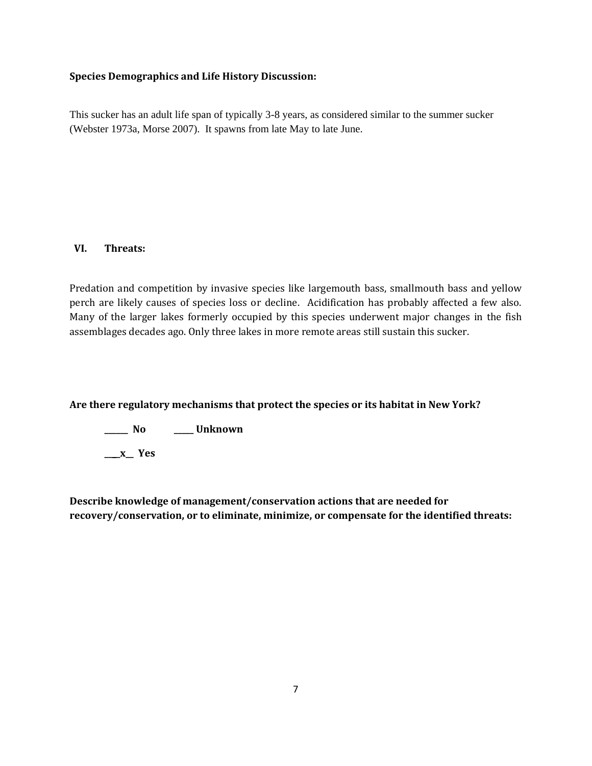**Species Demographics and Life History Discussion:**

This sucker has an adult life span of typically 3-8 years, as considered similar to the summer sucker (Webster 1973a, Morse 2007). It spawns from late May to late June.

## VI. Threats:

Predation and competition by invasive species like largemouth bass, smallmouth bass and yellow perch are likely causes of species loss or decline. Acidification has probably affected a few also. Many of the larger lakes formerly occupied by this species underwent major changes in the fish assemblages decades ago. Only three lakes in more remote areas still sustain this sucker.

**Are there regulatory mechanisms that protect the species or its habitat in New York?**

**______ No  _____ Unknown**

**___x__ Yes**

**Describe knowledge of management/conservation actions that are needed for recovery/conservation, or to eliminate, minimize, or compensate for the identified threats:**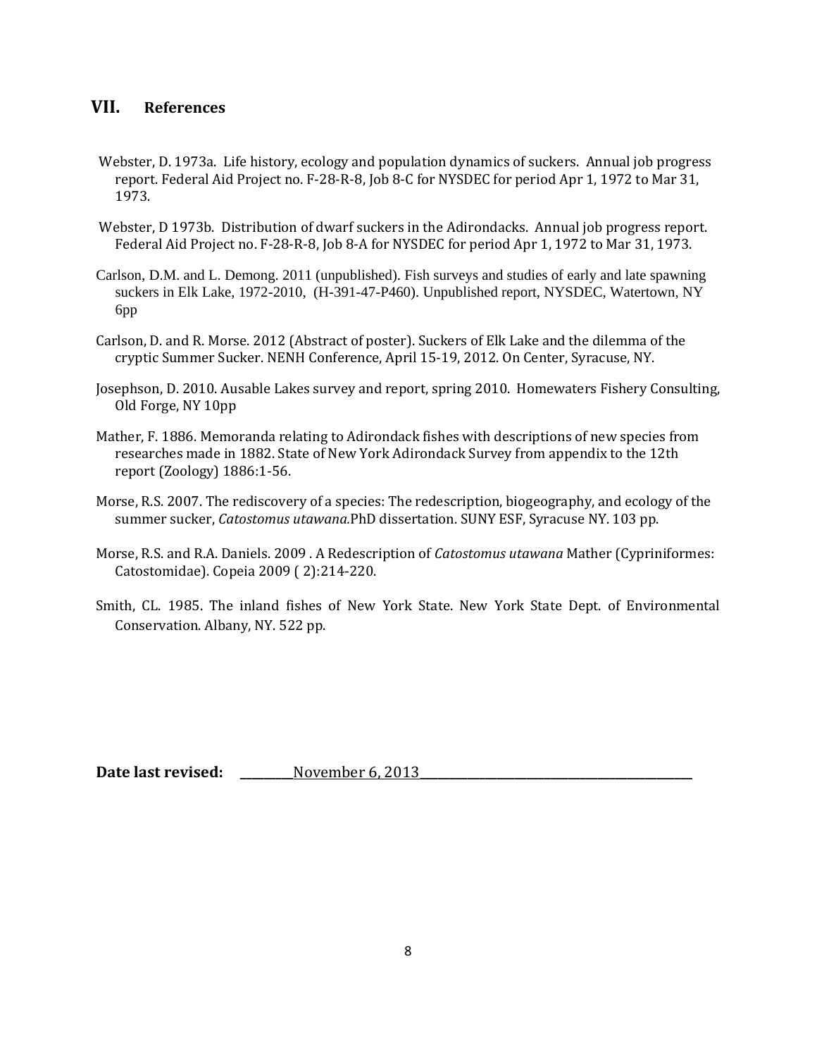## VII. References

Webster, D. 1973a. Life history, ecology and population dynamics of suckers. Annual job progress report. Federal Aid Project no. F-28-R-8, Job 8-C for NYSDEC for period Apr 1, 1972 to Mar 31, 1973.

Webster, D 1973b. Distribution of dwarf suckers in the Adirondacks. Annual job progress report. Federal Aid Project no. F-28-R-8, Job 8-A for NYSDEC for period Apr 1, 1972 to Mar 31, 1973.

Carlson, D.M. and L. Demong. 2011 (unpublished). Fish surveys and studies of early and late spawning suckers in Elk Lake, 1972-2010, (H-391-47-P460). Unpublished report, NYSDEC, Watertown, NY 6pp

Carlson, D. and R. Morse. 2012 (Abstract of poster). Suckers of Elk Lake and the dilemma of the cryptic Summer Sucker. NENH Conference, April 15-19, 2012. On Center, Syracuse, NY.

Josephson, D. 2010. Ausable Lakes survey and report, spring 2010. Homewaters Fishery Consulting, Old Forge, NY 10pp

Mather, F. 1886. Memoranda relating to Adirondack fishes with descriptions of new species from researches made in 1882. State of New York Adirondack Survey from appendix to the 12th report (Zoology) 1886:1-56.

Morse, R.S. 2007. The rediscovery of a species: The redescription, biogeography, and ecology of the summer sucker, *Catostomus utawana.*PhD dissertation. SUNY ESF, Syracuse NY. 103 pp.

Morse, R.S. and R.A. Daniels. 2009 . A Redescription of *Catostomus utawana* Mather (Cypriniformes: Catostomidae). Copeia 2009 ( 2):214-220.

Smith, CL. 1985. The inland fishes of New York State. New York State Dept. of Environmental Conservation. Albany, NY. 522 pp.

**Date last revised:** November 6, 2013